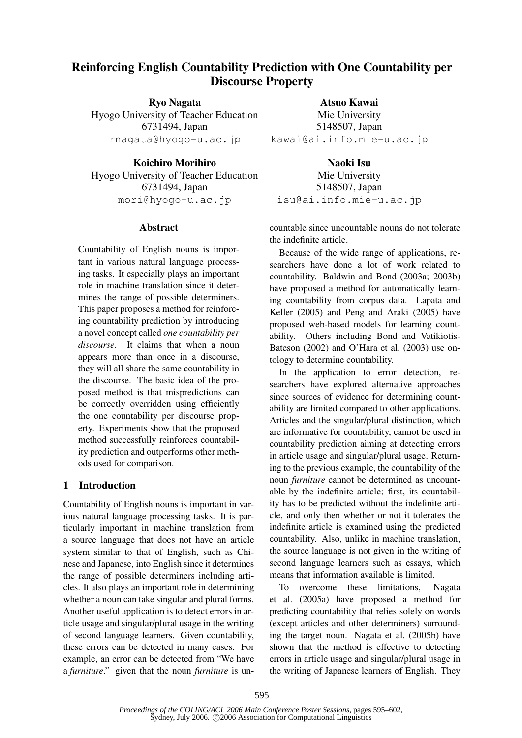# Reinforcing English Countability Prediction with One Countability per Discourse Property

**Ryo Nagata**
Hyogo University of Teacher Education
6731494, Japan
rnagata@hyogo-u.ac.jp

**Atsuo Kawai**
Mie University
5148507, Japan
kawai@ai.info.mie-u.ac.jp

**Koichiro Morihiro**
Hyogo University of Teacher Education
6731494, Japan
mori@hyogo-u.ac.jp

**Naoki Isu**
Mie University
5148507, Japan
isu@ai.info.mie-u.ac.jp

## Abstract

Countability of English nouns is important in various natural language processing tasks. It especially plays an important role in machine translation since it determines the range of possible determiners. This paper proposes a method for reinforcing countability prediction by introducing a novel concept called *one countability per discourse*. It claims that when a noun appears more than once in a discourse, they will all share the same countability in the discourse. The basic idea of the proposed method is that mispredictions can be correctly overridden using efficiently the one countability per discourse property. Experiments show that the proposed method successfully reinforces countability prediction and outperforms other methods used for comparison.

## 1 Introduction

Countability of English nouns is important in various natural language processing tasks. It is particularly important in machine translation from a source language that does not have an article system similar to that of English, such as Chinese and Japanese, into English since it determines the range of possible determiners including articles. It also plays an important role in determining whether a noun can take singular and plural forms. Another useful application is to detect errors in article usage and singular/plural usage in the writing of second language learners. Given countability, these errors can be detected in many cases. For example, an error can be detected from "We have a *furniture*." given that the noun *furniture* is uncountable since uncountable nouns do not tolerate the indefinite article.

Because of the wide range of applications, researchers have done a lot of work related to countability. Baldwin and Bond (2003a; 2003b) have proposed a method for automatically learning countability from corpus data. Lapata and Keller (2005) and Peng and Araki (2005) have proposed web-based models for learning countability. Others including Bond and Vatikiotis-Bateson (2002) and O'Hara et al. (2003) use ontology to determine countability.

In the application to error detection, researchers have explored alternative approaches since sources of evidence for determining countability are limited compared to other applications. Articles and the singular/plural distinction, which are informative for countability, cannot be used in countability prediction aiming at detecting errors in article usage and singular/plural usage. Returning to the previous example, the countability of the noun *furniture* cannot be determined as uncountable by the indefinite article; first, its countability has to be predicted without the indefinite article, and only then whether or not it tolerates the indefinite article is examined using the predicted countability. Also, unlike in machine translation, the source language is not given in the writing of second language learners such as essays, which means that information available is limited.

To overcome these limitations, Nagata et al. (2005a) have proposed a method for predicting countability that relies solely on words (except articles and other determiners) surrounding the target noun. Nagata et al. (2005b) have shown that the method is effective to detecting errors in article usage and singular/plural usage in the writing of Japanese learners of English. They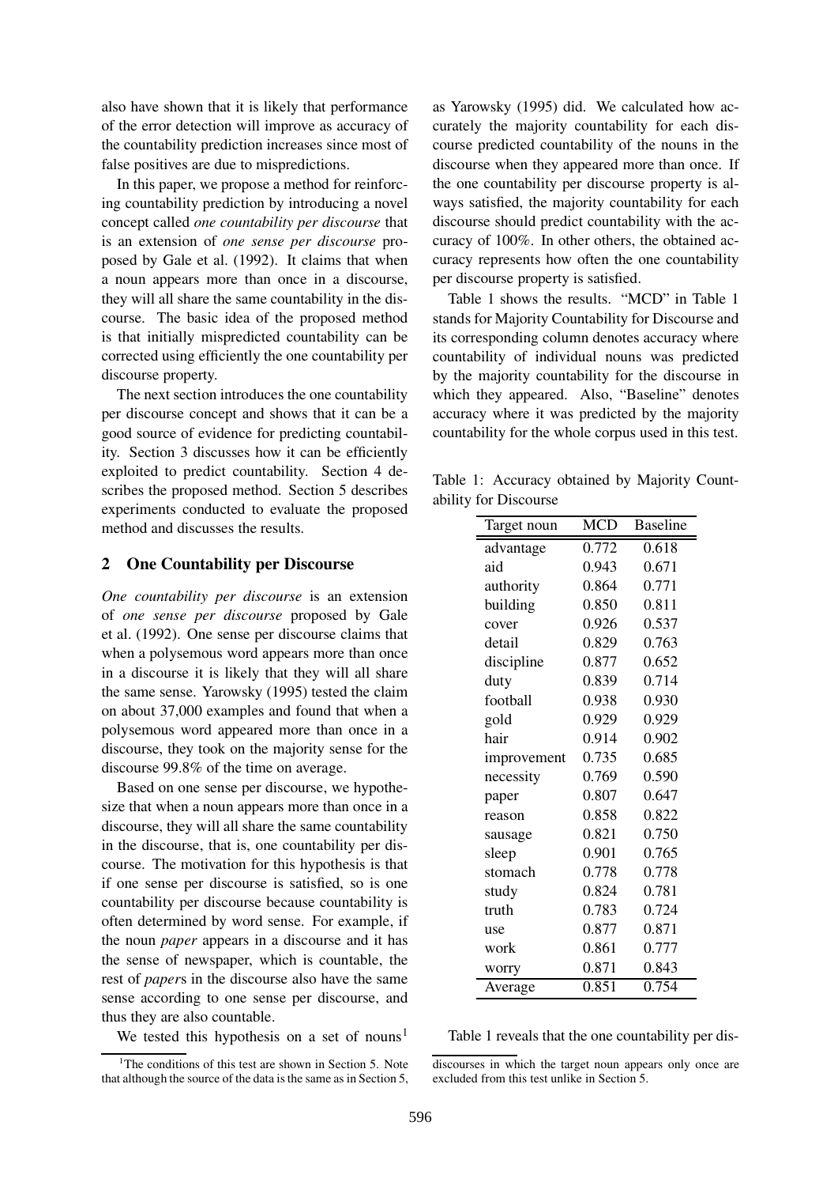also have shown that it is likely that performance of the error detection will improve as accuracy of the countability prediction increases since most of false positives are due to mispredictions.

In this paper, we propose a method for reinforcing countability prediction by introducing a novel concept called *one countability per discourse* that is an extension of *one sense per discourse* proposed by Gale et al. (1992). It claims that when a noun appears more than once in a discourse, they will all share the same countability in the discourse. The basic idea of the proposed method is that initially mispredicted countability can be corrected using efficiently the one countability per discourse property.

The next section introduces the one countability per discourse concept and shows that it can be a good source of evidence for predicting countability. Section 3 discusses how it can be efficiently exploited to predict countability. Section 4 describes the proposed method. Section 5 describes experiments conducted to evaluate the proposed method and discusses the results.

## 2 One Countability per Discourse

*One countability per discourse* is an extension of *one sense per discourse* proposed by Gale et al. (1992). One sense per discourse claims that when a polysemous word appears more than once in a discourse it is likely that they will all share the same sense. Yarowsky (1995) tested the claim on about 37,000 examples and found that when a polysemous word appeared more than once in a discourse, they took on the majority sense for the discourse 99.8% of the time on average.

Based on one sense per discourse, we hypothesize that when a noun appears more than once in a discourse, they will all share the same countability in the discourse, that is, one countability per discourse. The motivation for this hypothesis is that if one sense per discourse is satisfied, so is one countability per discourse because countability is often determined by word sense. For example, if the noun *paper* appears in a discourse and it has the sense of newspaper, which is countable, the rest of *paper*s in the discourse also have the same sense according to one sense per discourse, and thus they are also countable.

We tested this hypothesis on a set of nouns[1] as Yarowsky (1995) did. We calculated how accurately the majority countability for each discourse predicted countability of the nouns in the discourse when they appeared more than once. If the one countability per discourse property is always satisfied, the majority countability for each discourse should predict countability with the accuracy of 100%. In other others, the obtained accuracy represents how often the one countability per discourse property is satisfied.

Table 1 shows the results. "MCD" in Table 1 stands for Majority Countability for Discourse and its corresponding column denotes accuracy where countability of individual nouns was predicted by the majority countability for the discourse in which they appeared. Also, "Baseline" denotes accuracy where it was predicted by the majority countability for the whole corpus used in this test.

Table 1: Accuracy obtained by Majority Countability for Discourse

| Target noun | MCD | Baseline |
|---|---|---|
| advantage | 0.772 | 0.618 |
| aid | 0.943 | 0.671 |
| authority | 0.864 | 0.771 |
| building | 0.850 | 0.811 |
| cover | 0.926 | 0.537 |
| detail | 0.829 | 0.763 |
| discipline | 0.877 | 0.652 |
| duty | 0.839 | 0.714 |
| football | 0.938 | 0.930 |
| gold | 0.929 | 0.929 |
| hair | 0.914 | 0.902 |
| improvement | 0.735 | 0.685 |
| necessity | 0.769 | 0.590 |
| paper | 0.807 | 0.647 |
| reason | 0.858 | 0.822 |
| sausage | 0.821 | 0.750 |
| sleep | 0.901 | 0.765 |
| stomach | 0.778 | 0.778 |
| study | 0.824 | 0.781 |
| truth | 0.783 | 0.724 |
| use | 0.877 | 0.871 |
| work | 0.861 | 0.777 |
| worry | 0.871 | 0.843 |
| Average | 0.851 | 0.754 |

Table 1 reveals that the one countability per dis-

[1]The conditions of this test are shown in Section 5. Note that although the source of the data is the same as in Section 5, discourses in which the target noun appears only once are excluded from this test unlike in Section 5.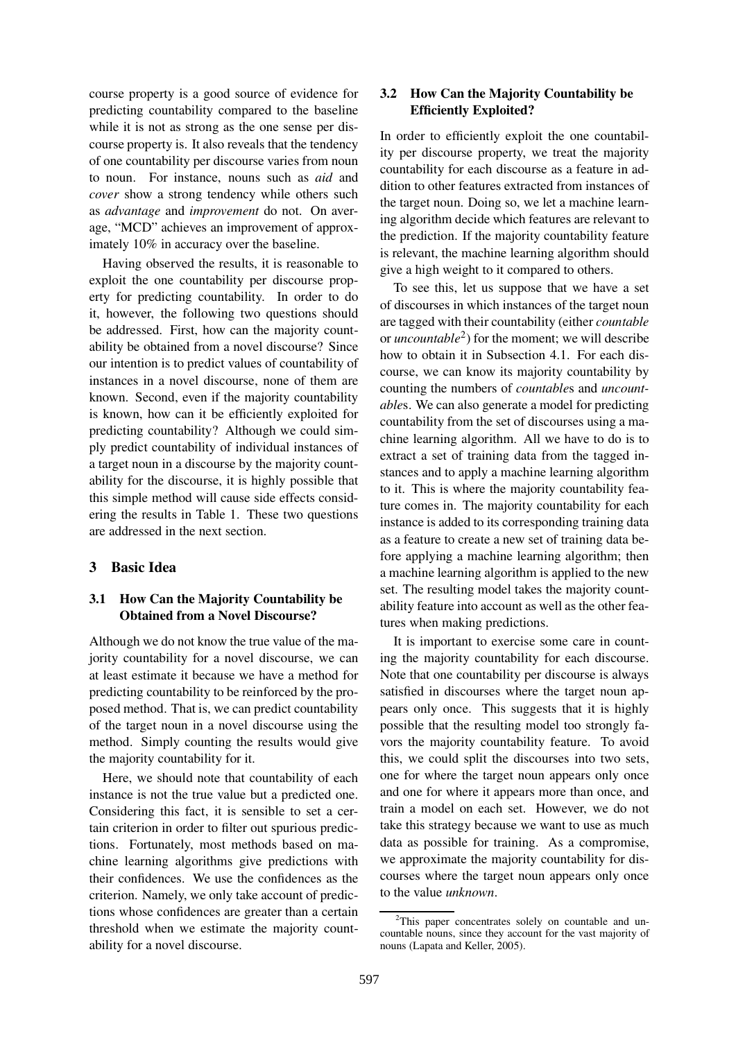course property is a good source of evidence for predicting countability compared to the baseline while it is not as strong as the one sense per discourse property is. It also reveals that the tendency of one countability per discourse varies from noun to noun. For instance, nouns such as *aid* and *cover* show a strong tendency while others such as *advantage* and *improvement* do not. On average, "MCD" achieves an improvement of approximately 10% in accuracy over the baseline.

Having observed the results, it is reasonable to exploit the one countability per discourse property for predicting countability. In order to do it, however, the following two questions should be addressed. First, how can the majority countability be obtained from a novel discourse? Since our intention is to predict values of countability of instances in a novel discourse, none of them are known. Second, even if the majority countability is known, how can it be efficiently exploited for predicting countability? Although we could simply predict countability of individual instances of a target noun in a discourse by the majority countability for the discourse, it is highly possible that this simple method will cause side effects considering the results in Table 1. These two questions are addressed in the next section.

## 3 Basic Idea

### 3.1 How Can the Majority Countability be Obtained from a Novel Discourse?

Although we do not know the true value of the majority countability for a novel discourse, we can at least estimate it because we have a method for predicting countability to be reinforced by the proposed method. That is, we can predict countability of the target noun in a novel discourse using the method. Simply counting the results would give the majority countability for it.

Here, we should note that countability of each instance is not the true value but a predicted one. Considering this fact, it is sensible to set a certain criterion in order to filter out spurious predictions. Fortunately, most methods based on machine learning algorithms give predictions with their confidences. We use the confidences as the criterion. Namely, we only take account of predictions whose confidences are greater than a certain threshold when we estimate the majority countability for a novel discourse.

### 3.2 How Can the Majority Countability be Efficiently Exploited?

In order to efficiently exploit the one countability per discourse property, we treat the majority countability for each discourse as a feature in addition to other features extracted from instances of the target noun. Doing so, we let a machine learning algorithm decide which features are relevant to the prediction. If the majority countability feature is relevant, the machine learning algorithm should give a high weight to it compared to others.

To see this, let us suppose that we have a set of discourses in which instances of the target noun are tagged with their countability (either *countable* or *uncountable*[2]) for the moment; we will describe how to obtain it in Subsection 4.1. For each discourse, we can know its majority countability by counting the numbers of *countable*s and *uncountable*s. We can also generate a model for predicting countability from the set of discourses using a machine learning algorithm. All we have to do is to extract a set of training data from the tagged instances and to apply a machine learning algorithm to it. This is where the majority countability feature comes in. The majority countability for each instance is added to its corresponding training data as a feature to create a new set of training data before applying a machine learning algorithm; then a machine learning algorithm is applied to the new set. The resulting model takes the majority countability feature into account as well as the other features when making predictions.

It is important to exercise some care in counting the majority countability for each discourse. Note that one countability per discourse is always satisfied in discourses where the target noun appears only once. This suggests that it is highly possible that the resulting model too strongly favors the majority countability feature. To avoid this, we could split the discourses into two sets, one for where the target noun appears only once and one for where it appears more than once, and train a model on each set. However, we do not take this strategy because we want to use as much data as possible for training. As a compromise, we approximate the majority countability for discourses where the target noun appears only once to the value *unknown*.

[2]This paper concentrates solely on countable and uncountable nouns, since they account for the vast majority of nouns (Lapata and Keller, 2005).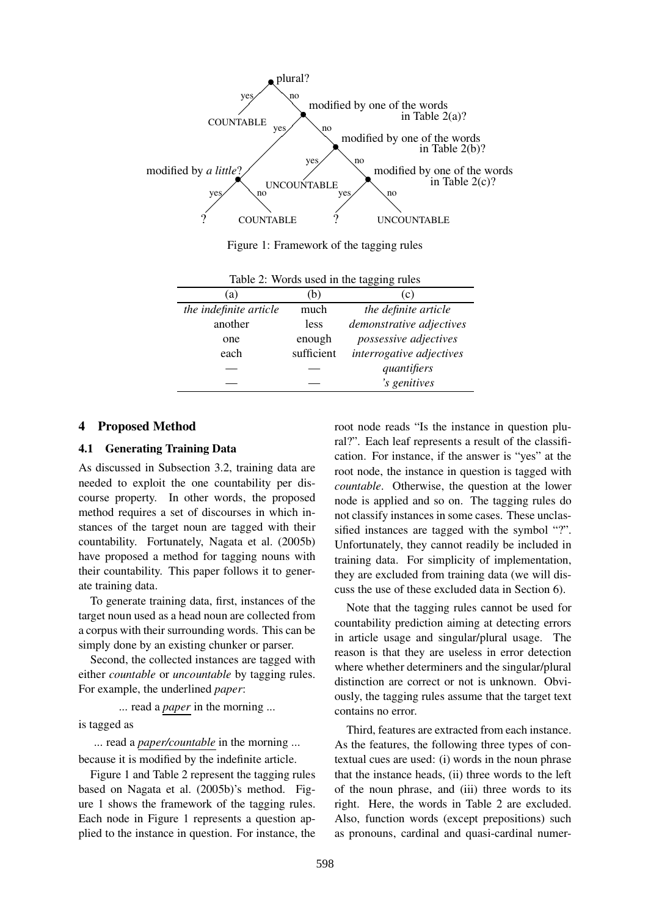Figure 1: Framework of the tagging rules

Table 2: Words used in the tagging rules

| (a) | (b) | (c) |
|---|---|---|
| *the indefinite article* | much | *the definite article* |
| another | less | *demonstrative adjectives* |
| one | enough | *possessive adjectives* |
| each | sufficient | *interrogative adjectives* |
| — | — | *quantifiers* |
| — | — | *'s genitives* |

## 4 Proposed Method

### 4.1 Generating Training Data

As discussed in Subsection 3.2, training data are needed to exploit the one countability per discourse property. In other words, the proposed method requires a set of discourses in which instances of the target noun are tagged with their countability. Fortunately, Nagata et al. (2005b) have proposed a method for tagging nouns with their countability. This paper follows it to generate training data.

To generate training data, first, instances of the target noun used as a head noun are collected from a corpus with their surrounding words. This can be simply done by an existing chunker or parser.

Second, the collected instances are tagged with either *countable* or *uncountable* by tagging rules. For example, the underlined *paper*:

... read a *paper* in the morning ...

is tagged as

... read a *paper/countable* in the morning ...

because it is modified by the indefinite article.

Figure 1 and Table 2 represent the tagging rules based on Nagata et al. (2005b)'s method. Figure 1 shows the framework of the tagging rules. Each node in Figure 1 represents a question applied to the instance in question. For instance, the root node reads "Is the instance in question plural?". Each leaf represents a result of the classification. For instance, if the answer is "yes" at the root node, the instance in question is tagged with *countable*. Otherwise, the question at the lower node is applied and so on. The tagging rules do not classify instances in some cases. These unclassified instances are tagged with the symbol "?". Unfortunately, they cannot readily be included in training data. For simplicity of implementation, they are excluded from training data (we will discuss the use of these excluded data in Section 6).

Note that the tagging rules cannot be used for countability prediction aiming at detecting errors in article usage and singular/plural usage. The reason is that they are useless in error detection where whether determiners and the singular/plural distinction are correct or not is unknown. Obviously, the tagging rules assume that the target text contains no error.

Third, features are extracted from each instance. As the features, the following three types of contextual cues are used: (i) words in the noun phrase that the instance heads, (ii) three words to the left of the noun phrase, and (iii) three words to its right. Here, the words in Table 2 are excluded. Also, function words (except prepositions) such as pronouns, cardinal and quasi-cardinal numer-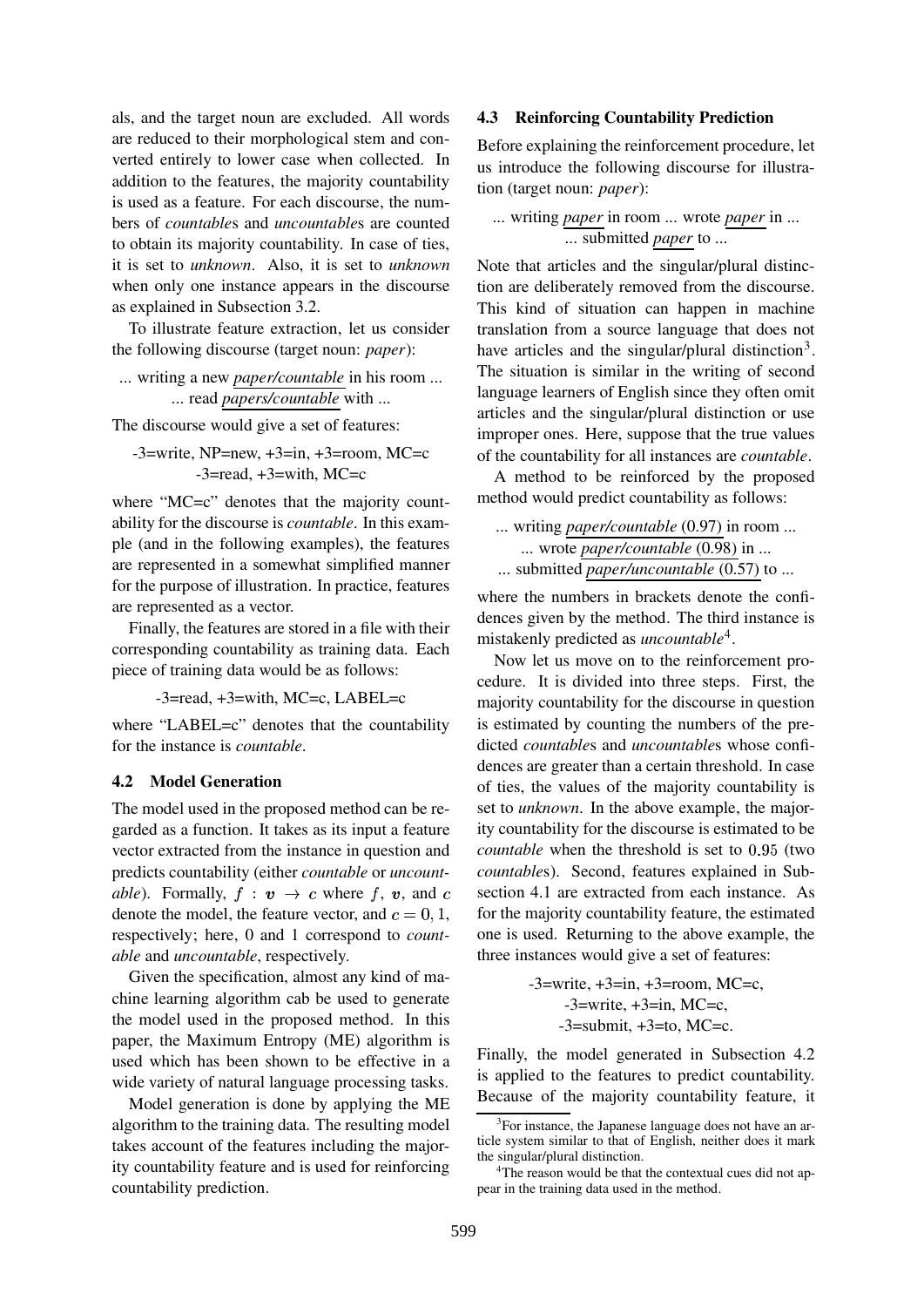als, and the target noun are excluded. All words are reduced to their morphological stem and converted entirely to lower case when collected. In addition to the features, the majority countability is used as a feature. For each discourse, the numbers of *countable*s and *uncountable*s are counted to obtain its majority countability. In case of ties, it is set to *unknown*. Also, it is set to *unknown* when only one instance appears in the discourse as explained in Subsection 3.2.

To illustrate feature extraction, let us consider the following discourse (target noun: *paper*):

... writing a new *paper/countable* in his room ...
... read *papers/countable* with ...

The discourse would give a set of features:

-3=write, NP=new, +3=in, +3=room, MC=c
-3=read, +3=with, MC=c

where "MC=c" denotes that the majority countability for the discourse is *countable*. In this example (and in the following examples), the features are represented in a somewhat simplified manner for the purpose of illustration. In practice, features are represented as a vector.

Finally, the features are stored in a file with their corresponding countability as training data. Each piece of training data would be as follows:

-3=read, +3=with, MC=c, LABEL=c

where "LABEL=c" denotes that the countability for the instance is *countable*.

### 4.2 Model Generation

The model used in the proposed method can be regarded as a function. It takes as its input a feature vector extracted from the instance in question and predicts countability (either *countable* or *uncountable*). Formally, $f : \boldsymbol{v} \rightarrow c$ where $f$, $\boldsymbol{v}$, and $c$ denote the model, the feature vector, and $c = 0, 1$, respectively; here, 0 and 1 correspond to *countable* and *uncountable*, respectively.

Given the specification, almost any kind of machine learning algorithm cab be used to generate the model used in the proposed method. In this paper, the Maximum Entropy (ME) algorithm is used which has been shown to be effective in a wide variety of natural language processing tasks.

Model generation is done by applying the ME algorithm to the training data. The resulting model takes account of the features including the majority countability feature and is used for reinforcing countability prediction.

### 4.3 Reinforcing Countability Prediction

Before explaining the reinforcement procedure, let us introduce the following discourse for illustration (target noun: *paper*):

... writing *paper* in room ... wrote *paper* in ...
... submitted *paper* to ...

Note that articles and the singular/plural distinction are deliberately removed from the discourse. This kind of situation can happen in machine translation from a source language that does not have articles and the singular/plural distinction[3]. The situation is similar in the writing of second language learners of English since they often omit articles and the singular/plural distinction or use improper ones. Here, suppose that the true values of the countability for all instances are *countable*.

A method to be reinforced by the proposed method would predict countability as follows:

... writing *paper/countable* (0.97) in room ...
... wrote *paper/countable* (0.98) in ...
... submitted *paper/uncountable* (0.57) to ...

where the numbers in brackets denote the confidences given by the method. The third instance is mistakenly predicted as *uncountable*[4].

Now let us move on to the reinforcement procedure. It is divided into three steps. First, the majority countability for the discourse in question is estimated by counting the numbers of the predicted *countable*s and *uncountable*s whose confidences are greater than a certain threshold. In case of ties, the values of the majority countability is set to *unknown*. In the above example, the majority countability for the discourse is estimated to be *countable* when the threshold is set to 0.95 (two *countable*s). Second, features explained in Subsection 4.1 are extracted from each instance. As for the majority countability feature, the estimated one is used. Returning to the above example, the three instances would give a set of features:

-3=write, +3=in, +3=room, MC=c,
-3=write, +3=in, MC=c,
-3=submit, +3=to, MC=c.

Finally, the model generated in Subsection 4.2 is applied to the features to predict countability. Because of the majority countability feature, it

[3] For instance, the Japanese language does not have an article system similar to that of English, neither does it mark the singular/plural distinction.

[4] The reason would be that the contextual cues did not appear in the training data used in the method.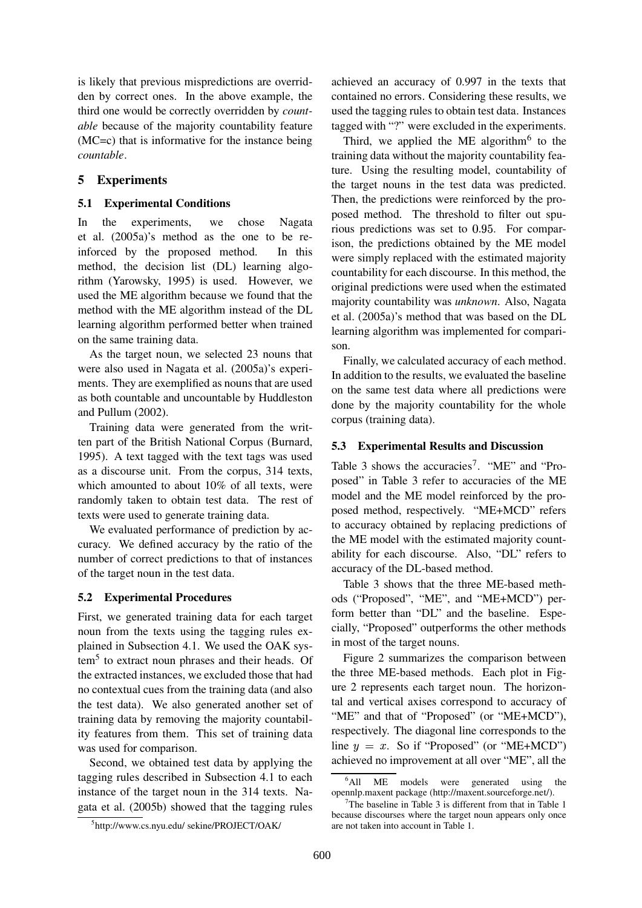is likely that previous mispredictions are overridden by correct ones. In the above example, the third one would be correctly overridden by *countable* because of the majority countability feature (MC=c) that is informative for the instance being *countable*.

## 5 Experiments

### 5.1 Experimental Conditions

In the experiments, we chose Nagata et al. (2005a)'s method as the one to be reinforced by the proposed method. In this method, the decision list (DL) learning algorithm (Yarowsky, 1995) is used. However, we used the ME algorithm because we found that the method with the ME algorithm instead of the DL learning algorithm performed better when trained on the same training data.

As the target noun, we selected 23 nouns that were also used in Nagata et al. (2005a)'s experiments. They are exemplified as nouns that are used as both countable and uncountable by Huddleston and Pullum (2002).

Training data were generated from the written part of the British National Corpus (Burnard, 1995). A text tagged with the text tags was used as a discourse unit. From the corpus, 314 texts, which amounted to about 10% of all texts, were randomly taken to obtain test data. The rest of texts were used to generate training data.

We evaluated performance of prediction by accuracy. We defined accuracy by the ratio of the number of correct predictions to that of instances of the target noun in the test data.

### 5.2 Experimental Procedures

First, we generated training data for each target noun from the texts using the tagging rules explained in Subsection 4.1. We used the OAK system[5] to extract noun phrases and their heads. Of the extracted instances, we excluded those that had no contextual cues from the training data (and also the test data). We also generated another set of training data by removing the majority countability features from them. This set of training data was used for comparison.

Second, we obtained test data by applying the tagging rules described in Subsection 4.1 to each instance of the target noun in the 314 texts. Nagata et al. (2005b) showed that the tagging rules achieved an accuracy of 0.997 in the texts that contained no errors. Considering these results, we used the tagging rules to obtain test data. Instances tagged with "?" were excluded in the experiments.

Third, we applied the ME algorithm[6] to the training data without the majority countability feature. Using the resulting model, countability of the target nouns in the test data was predicted. Then, the predictions were reinforced by the proposed method. The threshold to filter out spurious predictions was set to 0.95. For comparison, the predictions obtained by the ME model were simply replaced with the estimated majority countability for each discourse. In this method, the original predictions were used when the estimated majority countability was *unknown*. Also, Nagata et al. (2005a)'s method that was based on the DL learning algorithm was implemented for comparison.

Finally, we calculated accuracy of each method. In addition to the results, we evaluated the baseline on the same test data where all predictions were done by the majority countability for the whole corpus (training data).

### 5.3 Experimental Results and Discussion

Table 3 shows the accuracies[7]. "ME" and "Proposed" in Table 3 refer to accuracies of the ME model and the ME model reinforced by the proposed method, respectively. "ME+MCD" refers to accuracy obtained by replacing predictions of the ME model with the estimated majority countability for each discourse. Also, "DL" refers to accuracy of the DL-based method.

Table 3 shows that the three ME-based methods ("Proposed", "ME", and "ME+MCD") perform better than "DL" and the baseline. Especially, "Proposed" outperforms the other methods in most of the target nouns.

Figure 2 summarizes the comparison between the three ME-based methods. Each plot in Figure 2 represents each target noun. The horizontal and vertical axises correspond to accuracy of "ME" and that of "Proposed" (or "ME+MCD"), respectively. The diagonal line corresponds to the line $y = x$. So if "Proposed" (or "ME+MCD") achieved no improvement at all over "ME", all the

[5] http://www.cs.nyu.edu/ sekine/PROJECT/OAK/

[6] All ME models were generated using the opennlp.maxent package (http://maxent.sourceforge.net/).

[7] The baseline in Table 3 is different from that in Table 1 because discourses where the target noun appears only once are not taken into account in Table 1.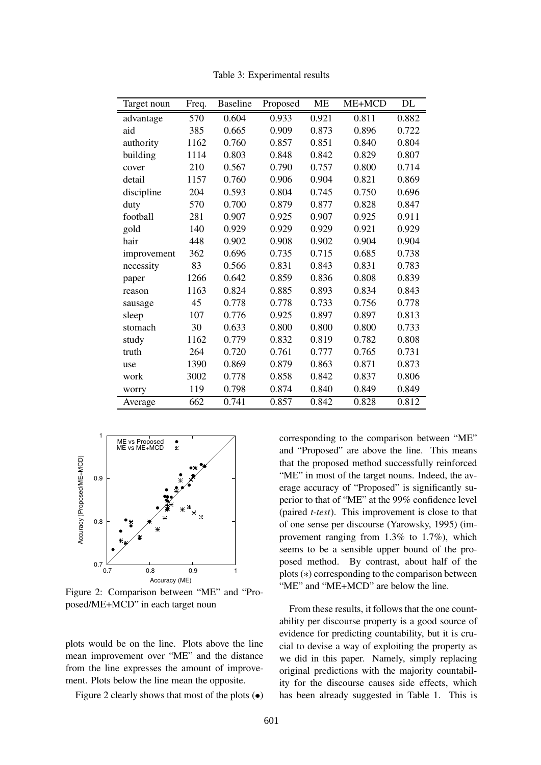Table 3: Experimental results

| Target noun | Freq. | Baseline | Proposed | ME | ME+MCD | DL |
|---|---|---|---|---|---|---|
| advantage | 570 | 0.604 | 0.933 | 0.921 | 0.811 | 0.882 |
| aid | 385 | 0.665 | 0.909 | 0.873 | 0.896 | 0.722 |
| authority | 1162 | 0.760 | 0.857 | 0.851 | 0.840 | 0.804 |
| building | 1114 | 0.803 | 0.848 | 0.842 | 0.829 | 0.807 |
| cover | 210 | 0.567 | 0.790 | 0.757 | 0.800 | 0.714 |
| detail | 1157 | 0.760 | 0.906 | 0.904 | 0.821 | 0.869 |
| discipline | 204 | 0.593 | 0.804 | 0.745 | 0.750 | 0.696 |
| duty | 570 | 0.700 | 0.879 | 0.877 | 0.828 | 0.847 |
| football | 281 | 0.907 | 0.925 | 0.907 | 0.925 | 0.911 |
| gold | 140 | 0.929 | 0.929 | 0.929 | 0.921 | 0.929 |
| hair | 448 | 0.902 | 0.908 | 0.902 | 0.904 | 0.904 |
| improvement | 362 | 0.696 | 0.735 | 0.715 | 0.685 | 0.738 |
| necessity | 83 | 0.566 | 0.831 | 0.843 | 0.831 | 0.783 |
| paper | 1266 | 0.642 | 0.859 | 0.836 | 0.808 | 0.839 |
| reason | 1163 | 0.824 | 0.885 | 0.893 | 0.834 | 0.843 |
| sausage | 45 | 0.778 | 0.778 | 0.733 | 0.756 | 0.778 |
| sleep | 107 | 0.776 | 0.925 | 0.897 | 0.897 | 0.813 |
| stomach | 30 | 0.633 | 0.800 | 0.800 | 0.800 | 0.733 |
| study | 1162 | 0.779 | 0.832 | 0.819 | 0.782 | 0.808 |
| truth | 264 | 0.720 | 0.761 | 0.777 | 0.765 | 0.731 |
| use | 1390 | 0.869 | 0.879 | 0.863 | 0.871 | 0.873 |
| work | 3002 | 0.778 | 0.858 | 0.842 | 0.837 | 0.806 |
| worry | 119 | 0.798 | 0.874 | 0.840 | 0.849 | 0.849 |
| Average | 662 | 0.741 | 0.857 | 0.842 | 0.828 | 0.812 |

Figure 2: Comparison between "ME" and "Proposed/ME+MCD" in each target noun

plots would be on the line. Plots above the line mean improvement over "ME" and the distance from the line expresses the amount of improvement. Plots below the line mean the opposite.

Figure 2 clearly shows that most of the plots (•) corresponding to the comparison between "ME" and "Proposed" are above the line. This means that the proposed method successfully reinforced "ME" in most of the target nouns. Indeed, the average accuracy of "Proposed" is significantly superior to that of "ME" at the 99% confidence level (paired *t-test*). This improvement is close to that of one sense per discourse (Yarowsky, 1995) (improvement ranging from 1.3% to 1.7%), which seems to be a sensible upper bound of the proposed method. By contrast, about half of the plots ($*$) corresponding to the comparison between "ME" and "ME+MCD" are below the line.

From these results, it follows that the one countability per discourse property is a good source of evidence for predicting countability, but it is crucial to devise a way of exploiting the property as we did in this paper. Namely, simply replacing original predictions with the majority countability for the discourse causes side effects, which has been already suggested in Table 1. This is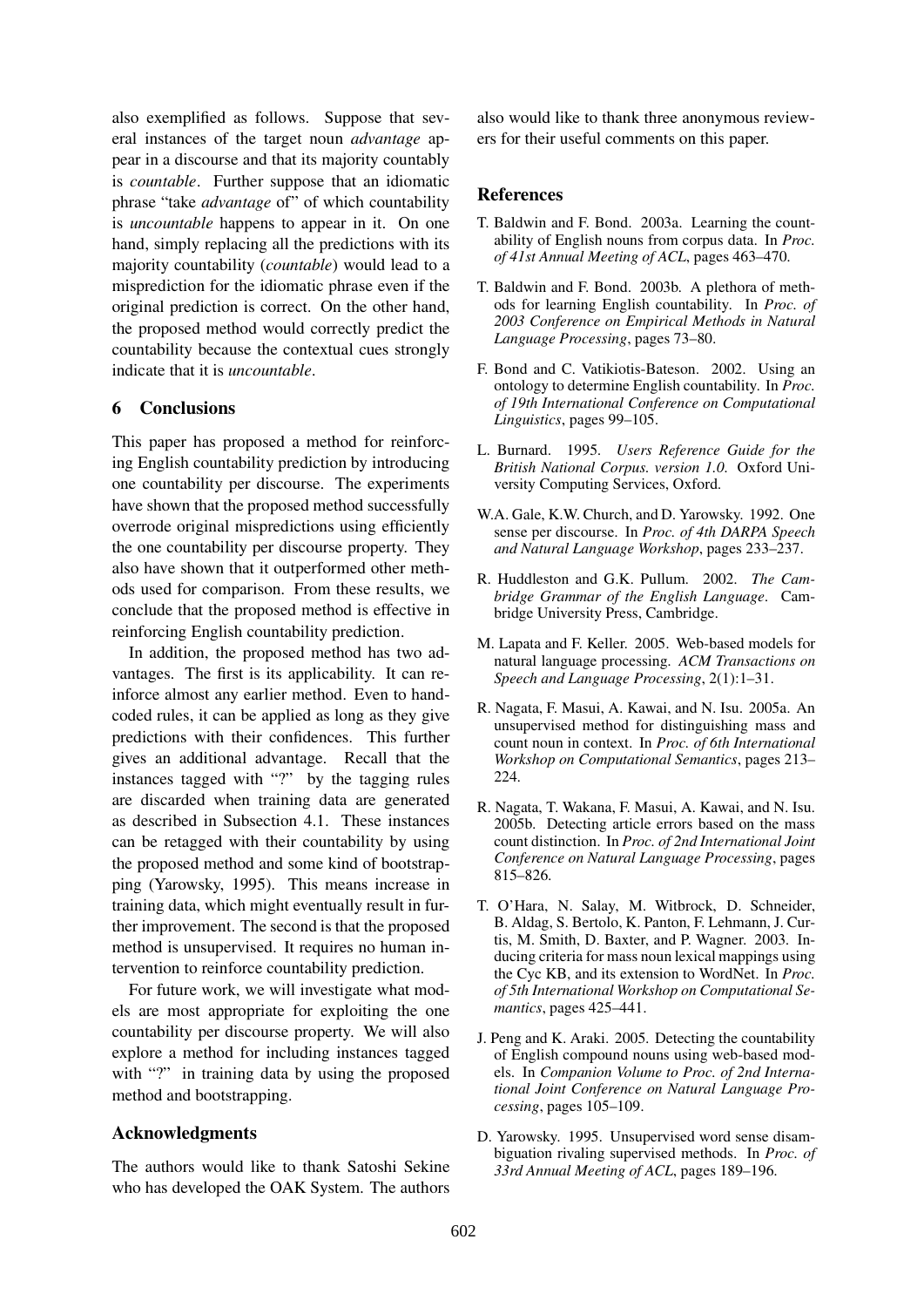also exemplified as follows. Suppose that several instances of the target noun *advantage* appear in a discourse and that its majority countably is *countable*. Further suppose that an idiomatic phrase "take *advantage* of" of which countability is *uncountable* happens to appear in it. On one hand, simply replacing all the predictions with its majority countability (*countable*) would lead to a misprediction for the idiomatic phrase even if the original prediction is correct. On the other hand, the proposed method would correctly predict the countability because the contextual cues strongly indicate that it is *uncountable*.

## 6 Conclusions

This paper has proposed a method for reinforcing English countability prediction by introducing one countability per discourse. The experiments have shown that the proposed method successfully overrode original mispredictions using efficiently the one countability per discourse property. They also have shown that it outperformed other methods used for comparison. From these results, we conclude that the proposed method is effective in reinforcing English countability prediction.

In addition, the proposed method has two advantages. The first is its applicability. It can reinforce almost any earlier method. Even to hand-coded rules, it can be applied as long as they give predictions with their confidences. This further gives an additional advantage. Recall that the instances tagged with "?" by the tagging rules are discarded when training data are generated as described in Subsection 4.1. These instances can be retagged with their countability by using the proposed method and some kind of bootstrapping (Yarowsky, 1995). This means increase in training data, which might eventually result in further improvement. The second is that the proposed method is unsupervised. It requires no human intervention to reinforce countability prediction.

For future work, we will investigate what models are most appropriate for exploiting the one countability per discourse property. We will also explore a method for including instances tagged with "?" in training data by using the proposed method and bootstrapping.

## Acknowledgments

The authors would like to thank Satoshi Sekine who has developed the OAK System. The authors also would like to thank three anonymous reviewers for their useful comments on this paper.

## References

T. Baldwin and F. Bond. 2003a. Learning the countability of English nouns from corpus data. In *Proc. of 41st Annual Meeting of ACL*, pages 463–470.

T. Baldwin and F. Bond. 2003b. A plethora of methods for learning English countability. In *Proc. of 2003 Conference on Empirical Methods in Natural Language Processing*, pages 73–80.

F. Bond and C. Vatikiotis-Bateson. 2002. Using an ontology to determine English countability. In *Proc. of 19th International Conference on Computational Linguistics*, pages 99–105.

L. Burnard. 1995. *Users Reference Guide for the British National Corpus. version 1.0.* Oxford University Computing Services, Oxford.

W.A. Gale, K.W. Church, and D. Yarowsky. 1992. One sense per discourse. In *Proc. of 4th DARPA Speech and Natural Language Workshop*, pages 233–237.

R. Huddleston and G.K. Pullum. 2002. *The Cambridge Grammar of the English Language*. Cambridge University Press, Cambridge.

M. Lapata and F. Keller. 2005. Web-based models for natural language processing. *ACM Transactions on Speech and Language Processing*, 2(1):1–31.

R. Nagata, F. Masui, A. Kawai, and N. Isu. 2005a. An unsupervised method for distinguishing mass and count noun in context. In *Proc. of 6th International Workshop on Computational Semantics*, pages 213–224.

R. Nagata, T. Wakana, F. Masui, A. Kawai, and N. Isu. 2005b. Detecting article errors based on the mass count distinction. In *Proc. of 2nd International Joint Conference on Natural Language Processing*, pages 815–826.

T. O'Hara, N. Salay, M. Witbrock, D. Schneider, B. Aldag, S. Bertolo, K. Panton, F. Lehmann, J. Curtis, M. Smith, D. Baxter, and P. Wagner. 2003. Inducing criteria for mass noun lexical mappings using the Cyc KB, and its extension to WordNet. In *Proc. of 5th International Workshop on Computational Semantics*, pages 425–441.

J. Peng and K. Araki. 2005. Detecting the countability of English compound nouns using web-based models. In *Companion Volume to Proc. of 2nd International Joint Conference on Natural Language Processing*, pages 105–109.

D. Yarowsky. 1995. Unsupervised word sense disambiguation rivaling supervised methods. In *Proc. of 33rd Annual Meeting of ACL*, pages 189–196.